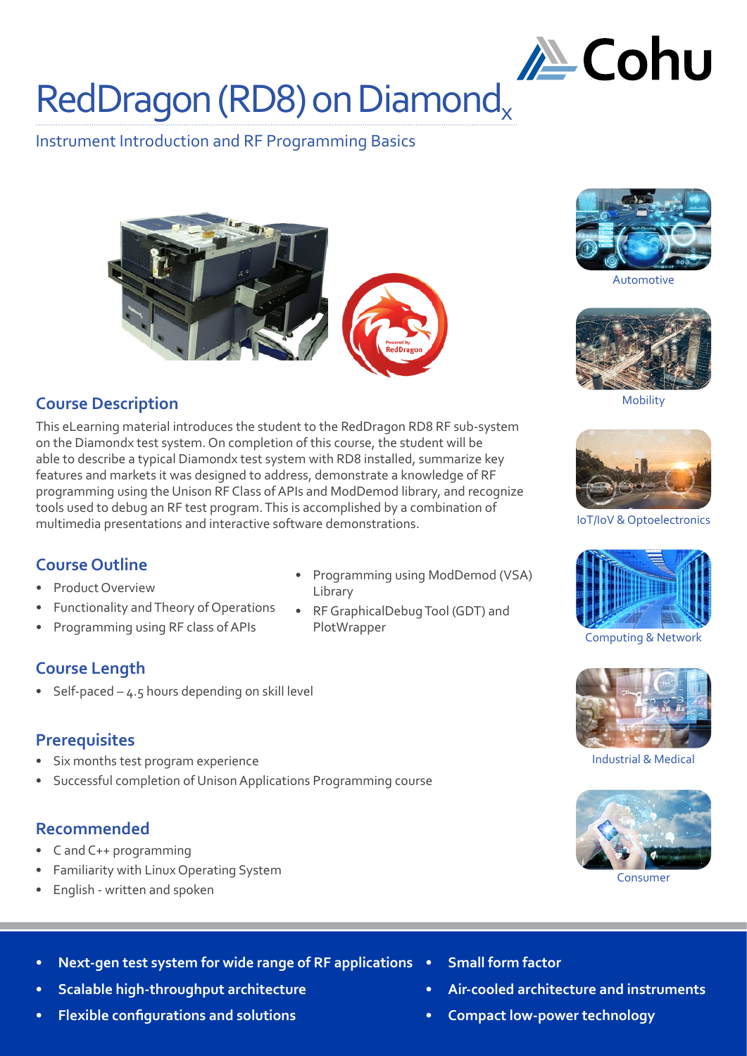# RedDragon (RD8) on Diamond$_x$

Instrument Introduction and RF Programming Basics

Automotive

Mobility

IoT/IoV & Optoelectronics

Computing & Network

Industrial & Medical

Consumer

## Course Description

This eLearning material introduces the student to the RedDragon RD8 RF sub-system on the Diamondx test system. On completion of this course, the student will be able to describe a typical Diamondx test system with RD8 installed, summarize key features and markets it was designed to address, demonstrate a knowledge of RF programming using the Unison RF Class of APIs and ModDemod library, and recognize tools used to debug an RF test program. This is accomplished by a combination of multimedia presentations and interactive software demonstrations.

## Course Outline

- Product Overview
- Functionality and Theory of Operations
- Programming using RF class of APIs
- Programming using ModDemod (VSA) Library
- RF GraphicalDebug Tool (GDT) and PlotWrapper

## Course Length

- Self-paced – 4.5 hours depending on skill level

## Prerequisites

- Six months test program experience
- Successful completion of Unison Applications Programming course

## Recommended

- C and C++ programming
- Familiarity with Linux Operating System
- English - written and spoken

---

- **Next-gen test system for wide range of RF applications**
- **Scalable high-throughput architecture**
- **Flexible configurations and solutions**
- **Small form factor**
- **Air-cooled architecture and instruments**
- **Compact low-power technology**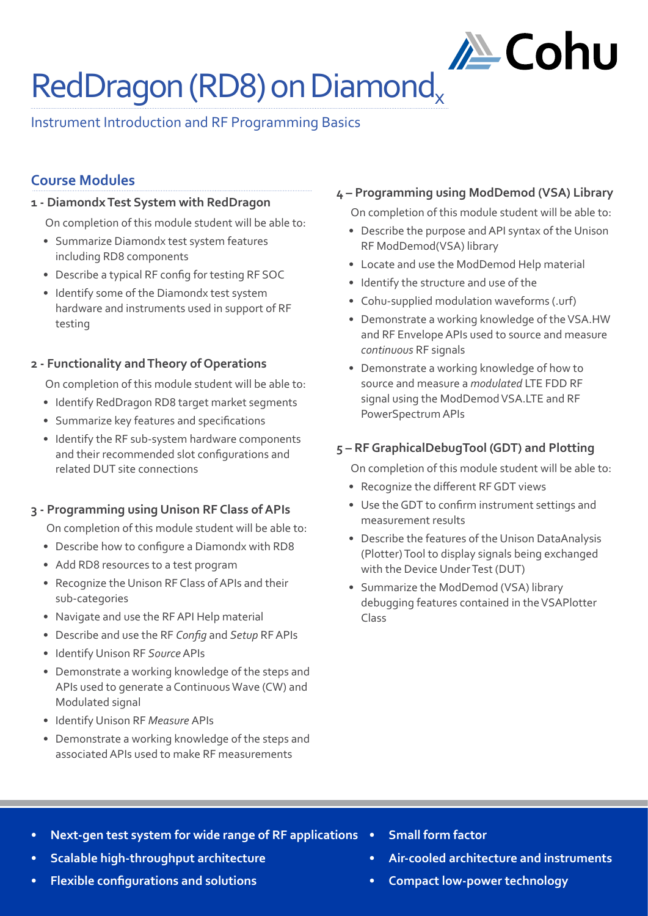# RedDragon (RD8) on Diamond$_x$

Instrument Introduction and RF Programming Basics

## Course Modules

### 1 - Diamondx Test System with RedDragon

On completion of this module student will be able to:

- Summarize Diamondx test system features including RD8 components
- Describe a typical RF config for testing RF SOC
- Identify some of the Diamondx test system hardware and instruments used in support of RF testing

### 2 - Functionality and Theory of Operations

On completion of this module student will be able to:

- Identify RedDragon RD8 target market segments
- Summarize key features and specifications
- Identify the RF sub-system hardware components and their recommended slot configurations and related DUT site connections

### 3 - Programming using Unison RF Class of APIs

On completion of this module student will be able to:

- Describe how to configure a Diamondx with RD8
- Add RD8 resources to a test program
- Recognize the Unison RF Class of APIs and their sub-categories
- Navigate and use the RF API Help material
- Describe and use the RF *Config* and *Setup* RF APIs
- Identify Unison RF *Source* APIs
- Demonstrate a working knowledge of the steps and APIs used to generate a Continuous Wave (CW) and Modulated signal
- Identify Unison RF *Measure* APIs
- Demonstrate a working knowledge of the steps and associated APIs used to make RF measurements

### 4 – Programming using ModDemod (VSA) Library

On completion of this module student will be able to:

- Describe the purpose and API syntax of the Unison RF ModDemod(VSA) library
- Locate and use the ModDemod Help material
- Identify the structure and use of the
- Cohu-supplied modulation waveforms (.urf)
- Demonstrate a working knowledge of the VSA.HW and RF Envelope APIs used to source and measure *continuous* RF signals
- Demonstrate a working knowledge of how to source and measure a *modulated* LTE FDD RF signal using the ModDemod VSA.LTE and RF PowerSpectrum APIs

### 5 – RF GraphicalDebugTool (GDT) and Plotting

On completion of this module student will be able to:

- Recognize the different RF GDT views
- Use the GDT to confirm instrument settings and measurement results
- Describe the features of the Unison DataAnalysis (Plotter) Tool to display signals being exchanged with the Device Under Test (DUT)
- Summarize the ModDemod (VSA) library debugging features contained in the VSAPlotter Class

---

- **Next-gen test system for wide range of RF applications**
- **Scalable high-throughput architecture**
- **Flexible configurations and solutions**
- **Small form factor**
- **Air-cooled architecture and instruments**
- **Compact low-power technology**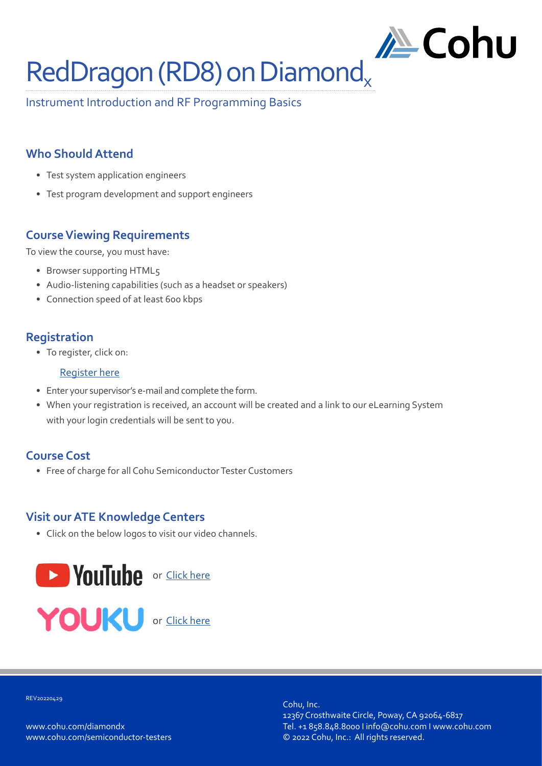# RedDragon (RD8) on Diamond$_x$

Instrument Introduction and RF Programming Basics

## Who Should Attend

- Test system application engineers
- Test program development and support engineers

## Course Viewing Requirements

To view the course, you must have:

- Browser supporting HTML5
- Audio-listening capabilities (such as a headset or speakers)
- Connection speed of at least 600 kbps

## Registration

- To register, click on:

  Register here

- Enter your supervisor's e-mail and complete the form.
- When your registration is received, an account will be created and a link to our eLearning System with your login credentials will be sent to you.

## Course Cost

- Free of charge for all Cohu Semiconductor Tester Customers

## Visit our ATE Knowledge Centers

- Click on the below logos to visit our video channels.

YouTube or Click here

YOUKU or Click here

REV20220429

www.cohu.com/diamondx
www.cohu.com/semiconductor-testers

Cohu, Inc.
12367 Crosthwaite Circle, Poway, CA 92064-6817
Tel. +1 858.848.8000 I info@cohu.com I www.cohu.com
© 2022 Cohu, Inc.: All rights reserved.